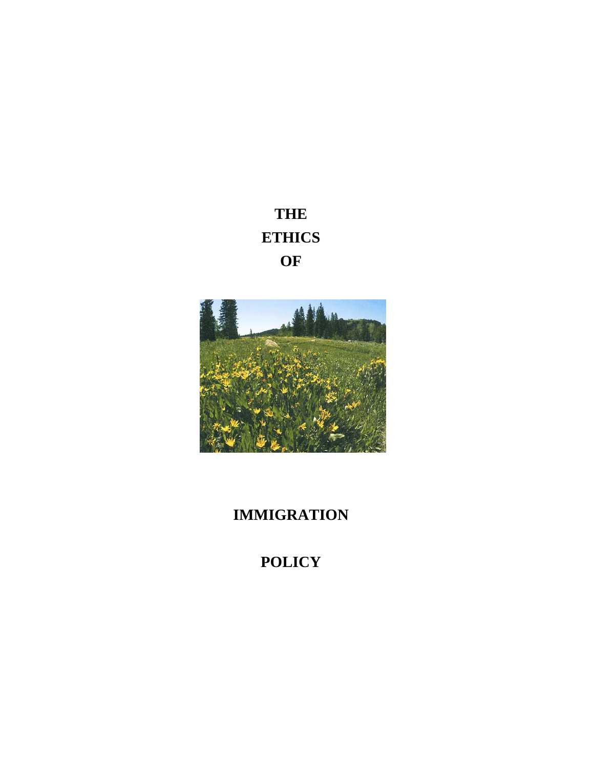# THE ETHICS OF IMMIGRATION POLICY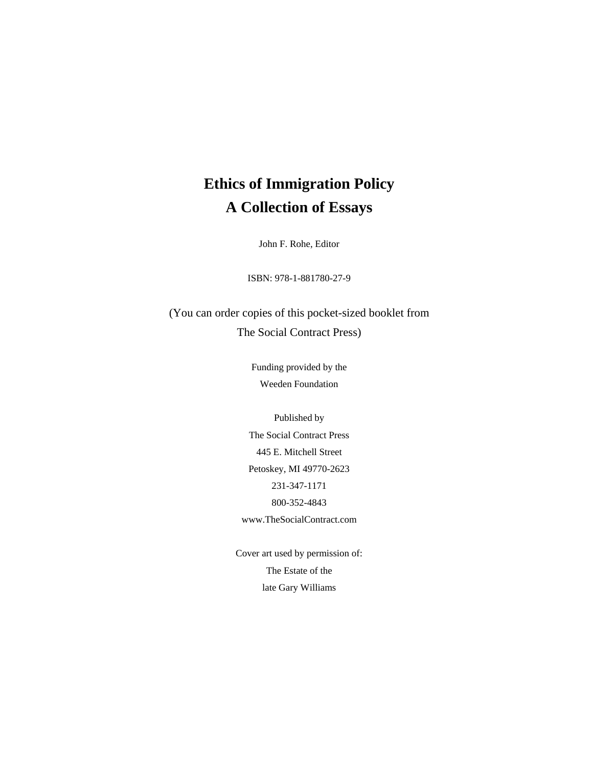# Ethics of Immigration Policy
# A Collection of Essays

John F. Rohe, Editor

ISBN: 978-1-881780-27-9

(You can order copies of this pocket-sized booklet from
The Social Contract Press)

Funding provided by the
Weeden Foundation

Published by
The Social Contract Press
445 E. Mitchell Street
Petoskey, MI 49770-2623
231-347-1171
800-352-4843
www.TheSocialContract.com

Cover art used by permission of:
The Estate of the
late Gary Williams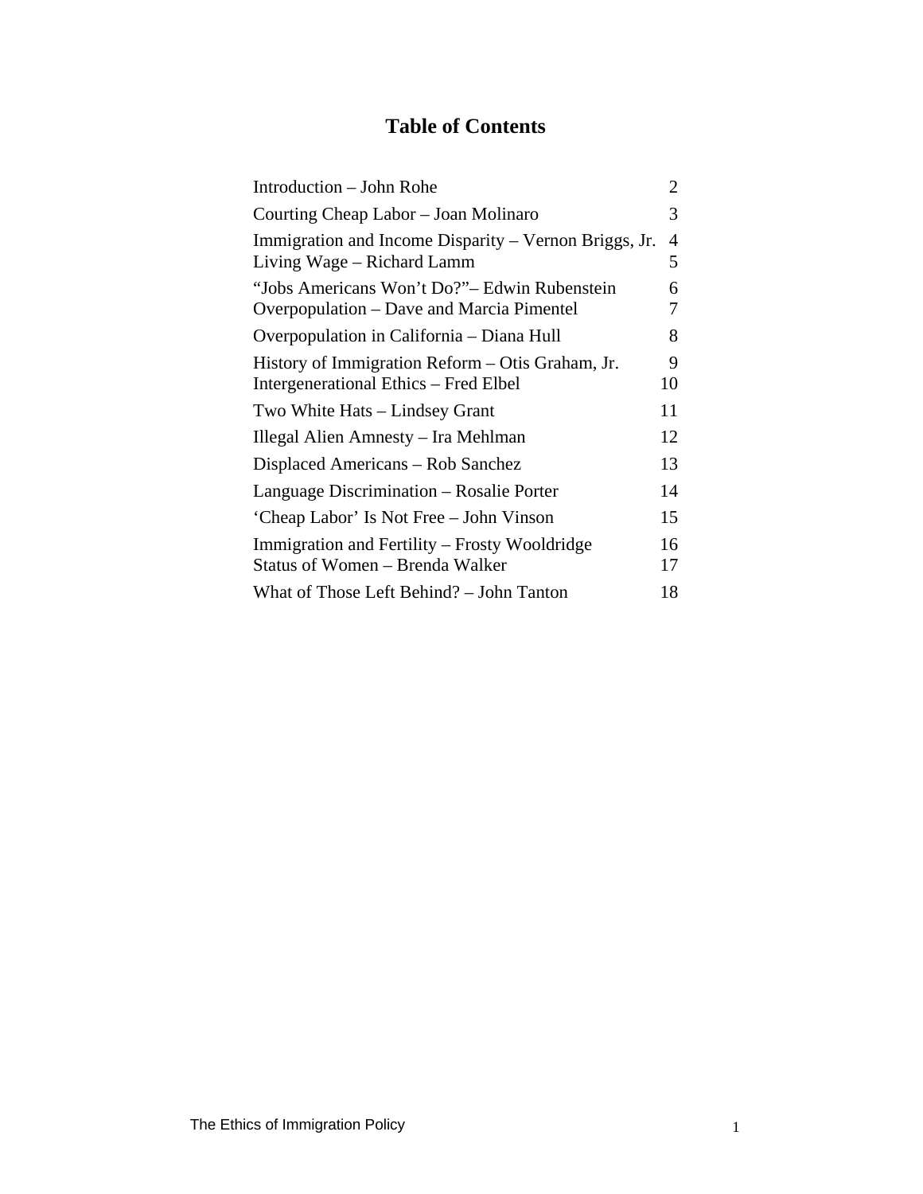# Table of Contents

| | |
|---|---|
| Introduction – John Rohe | 2 |
| Courting Cheap Labor – Joan Molinaro | 3 |
| Immigration and Income Disparity – Vernon Briggs, Jr. | 4 |
| Living Wage – Richard Lamm | 5 |
| "Jobs Americans Won't Do?"– Edwin Rubenstein | 6 |
| Overpopulation – Dave and Marcia Pimentel | 7 |
| Overpopulation in California – Diana Hull | 8 |
| History of Immigration Reform – Otis Graham, Jr. | 9 |
| Intergenerational Ethics – Fred Elbel | 10 |
| Two White Hats – Lindsey Grant | 11 |
| Illegal Alien Amnesty – Ira Mehlman | 12 |
| Displaced Americans – Rob Sanchez | 13 |
| Language Discrimination – Rosalie Porter | 14 |
| 'Cheap Labor' Is Not Free – John Vinson | 15 |
| Immigration and Fertility – Frosty Wooldridge | 16 |
| Status of Women – Brenda Walker | 17 |
| What of Those Left Behind? – John Tanton | 18 |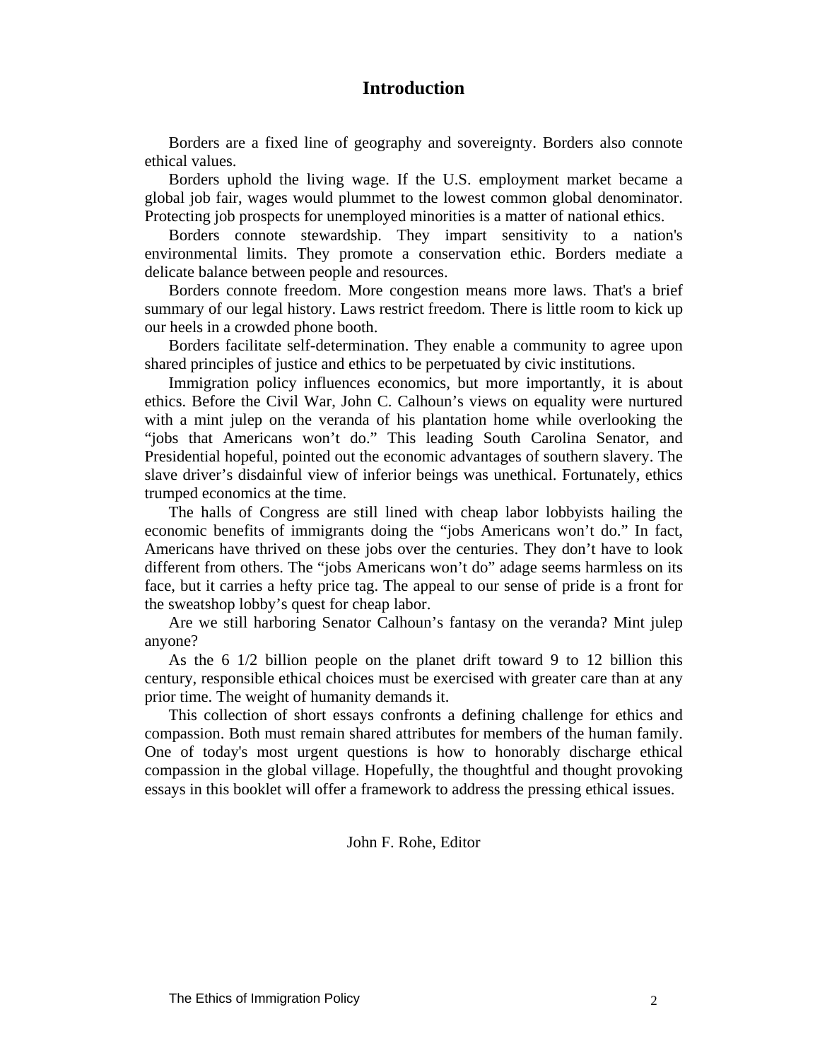## Introduction

Borders are a fixed line of geography and sovereignty. Borders also connote ethical values.

Borders uphold the living wage. If the U.S. employment market became a global job fair, wages would plummet to the lowest common global denominator. Protecting job prospects for unemployed minorities is a matter of national ethics.

Borders connote stewardship. They impart sensitivity to a nation's environmental limits. They promote a conservation ethic. Borders mediate a delicate balance between people and resources.

Borders connote freedom. More congestion means more laws. That's a brief summary of our legal history. Laws restrict freedom. There is little room to kick up our heels in a crowded phone booth.

Borders facilitate self-determination. They enable a community to agree upon shared principles of justice and ethics to be perpetuated by civic institutions.

Immigration policy influences economics, but more importantly, it is about ethics. Before the Civil War, John C. Calhoun's views on equality were nurtured with a mint julep on the veranda of his plantation home while overlooking the "jobs that Americans won't do." This leading South Carolina Senator, and Presidential hopeful, pointed out the economic advantages of southern slavery. The slave driver's disdainful view of inferior beings was unethical. Fortunately, ethics trumped economics at the time.

The halls of Congress are still lined with cheap labor lobbyists hailing the economic benefits of immigrants doing the "jobs Americans won't do." In fact, Americans have thrived on these jobs over the centuries. They don't have to look different from others. The "jobs Americans won't do" adage seems harmless on its face, but it carries a hefty price tag. The appeal to our sense of pride is a front for the sweatshop lobby's quest for cheap labor.

Are we still harboring Senator Calhoun's fantasy on the veranda? Mint julep anyone?

As the 6 1/2 billion people on the planet drift toward 9 to 12 billion this century, responsible ethical choices must be exercised with greater care than at any prior time. The weight of humanity demands it.

This collection of short essays confronts a defining challenge for ethics and compassion. Both must remain shared attributes for members of the human family. One of today's most urgent questions is how to honorably discharge ethical compassion in the global village. Hopefully, the thoughtful and thought provoking essays in this booklet will offer a framework to address the pressing ethical issues.

John F. Rohe, Editor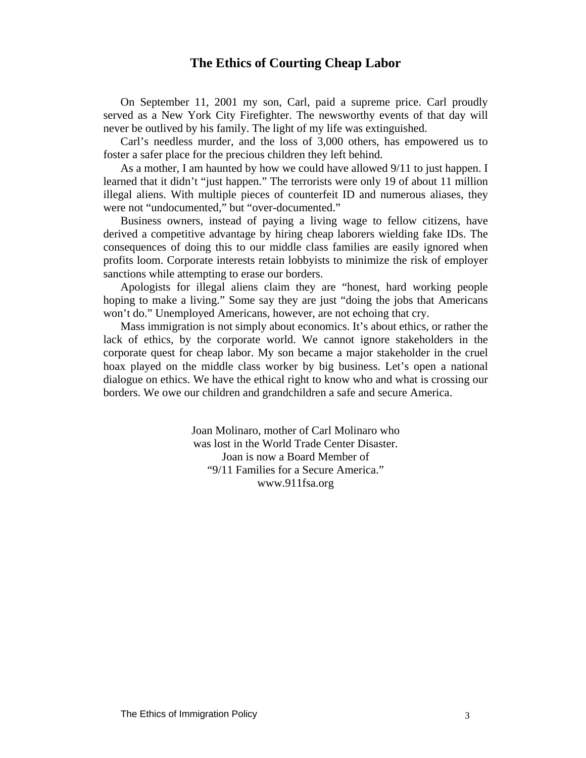# The Ethics of Courting Cheap Labor

On September 11, 2001 my son, Carl, paid a supreme price. Carl proudly served as a New York City Firefighter. The newsworthy events of that day will never be outlived by his family. The light of my life was extinguished.

Carl's needless murder, and the loss of 3,000 others, has empowered us to foster a safer place for the precious children they left behind.

As a mother, I am haunted by how we could have allowed 9/11 to just happen. I learned that it didn't "just happen." The terrorists were only 19 of about 11 million illegal aliens. With multiple pieces of counterfeit ID and numerous aliases, they were not "undocumented," but "over-documented."

Business owners, instead of paying a living wage to fellow citizens, have derived a competitive advantage by hiring cheap laborers wielding fake IDs. The consequences of doing this to our middle class families are easily ignored when profits loom. Corporate interests retain lobbyists to minimize the risk of employer sanctions while attempting to erase our borders.

Apologists for illegal aliens claim they are "honest, hard working people hoping to make a living." Some say they are just "doing the jobs that Americans won't do." Unemployed Americans, however, are not echoing that cry.

Mass immigration is not simply about economics. It's about ethics, or rather the lack of ethics, by the corporate world. We cannot ignore stakeholders in the corporate quest for cheap labor. My son became a major stakeholder in the cruel hoax played on the middle class worker by big business. Let's open a national dialogue on ethics. We have the ethical right to know who and what is crossing our borders. We owe our children and grandchildren a safe and secure America.

Joan Molinaro, mother of Carl Molinaro who
was lost in the World Trade Center Disaster.
Joan is now a Board Member of
"9/11 Families for a Secure America."
www.911fsa.org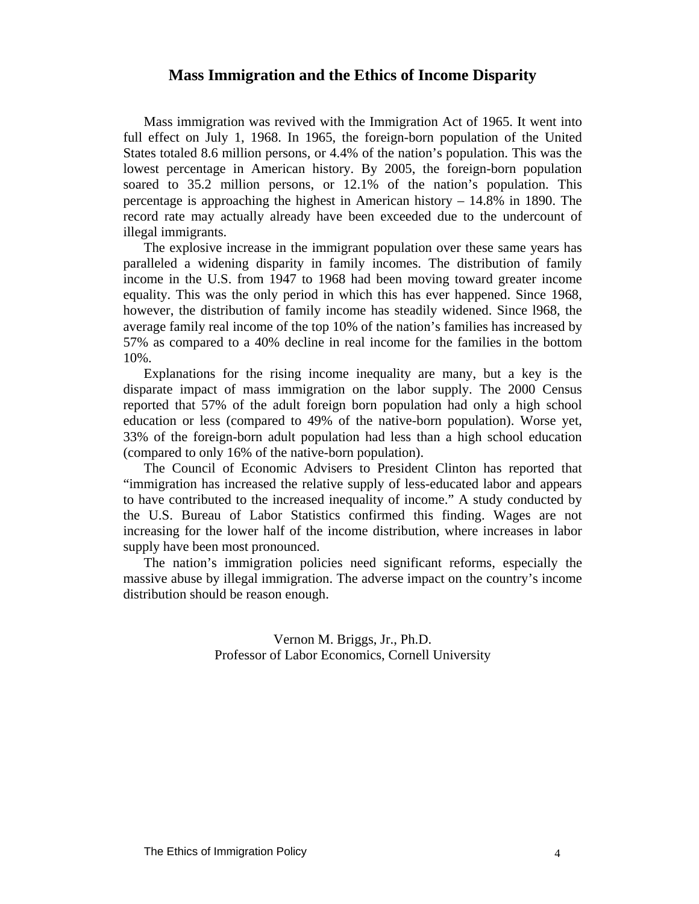## Mass Immigration and the Ethics of Income Disparity

Mass immigration was revived with the Immigration Act of 1965. It went into full effect on July 1, 1968. In 1965, the foreign-born population of the United States totaled 8.6 million persons, or 4.4% of the nation's population. This was the lowest percentage in American history. By 2005, the foreign-born population soared to 35.2 million persons, or 12.1% of the nation's population. This percentage is approaching the highest in American history – 14.8% in 1890. The record rate may actually already have been exceeded due to the undercount of illegal immigrants.

The explosive increase in the immigrant population over these same years has paralleled a widening disparity in family incomes. The distribution of family income in the U.S. from 1947 to 1968 had been moving toward greater income equality. This was the only period in which this has ever happened. Since 1968, however, the distribution of family income has steadily widened. Since l968, the average family real income of the top 10% of the nation's families has increased by 57% as compared to a 40% decline in real income for the families in the bottom 10%.

Explanations for the rising income inequality are many, but a key is the disparate impact of mass immigration on the labor supply. The 2000 Census reported that 57% of the adult foreign born population had only a high school education or less (compared to 49% of the native-born population). Worse yet, 33% of the foreign-born adult population had less than a high school education (compared to only 16% of the native-born population).

The Council of Economic Advisers to President Clinton has reported that "immigration has increased the relative supply of less-educated labor and appears to have contributed to the increased inequality of income." A study conducted by the U.S. Bureau of Labor Statistics confirmed this finding. Wages are not increasing for the lower half of the income distribution, where increases in labor supply have been most pronounced.

The nation's immigration policies need significant reforms, especially the massive abuse by illegal immigration. The adverse impact on the country's income distribution should be reason enough.

Vernon M. Briggs, Jr., Ph.D.
Professor of Labor Economics, Cornell University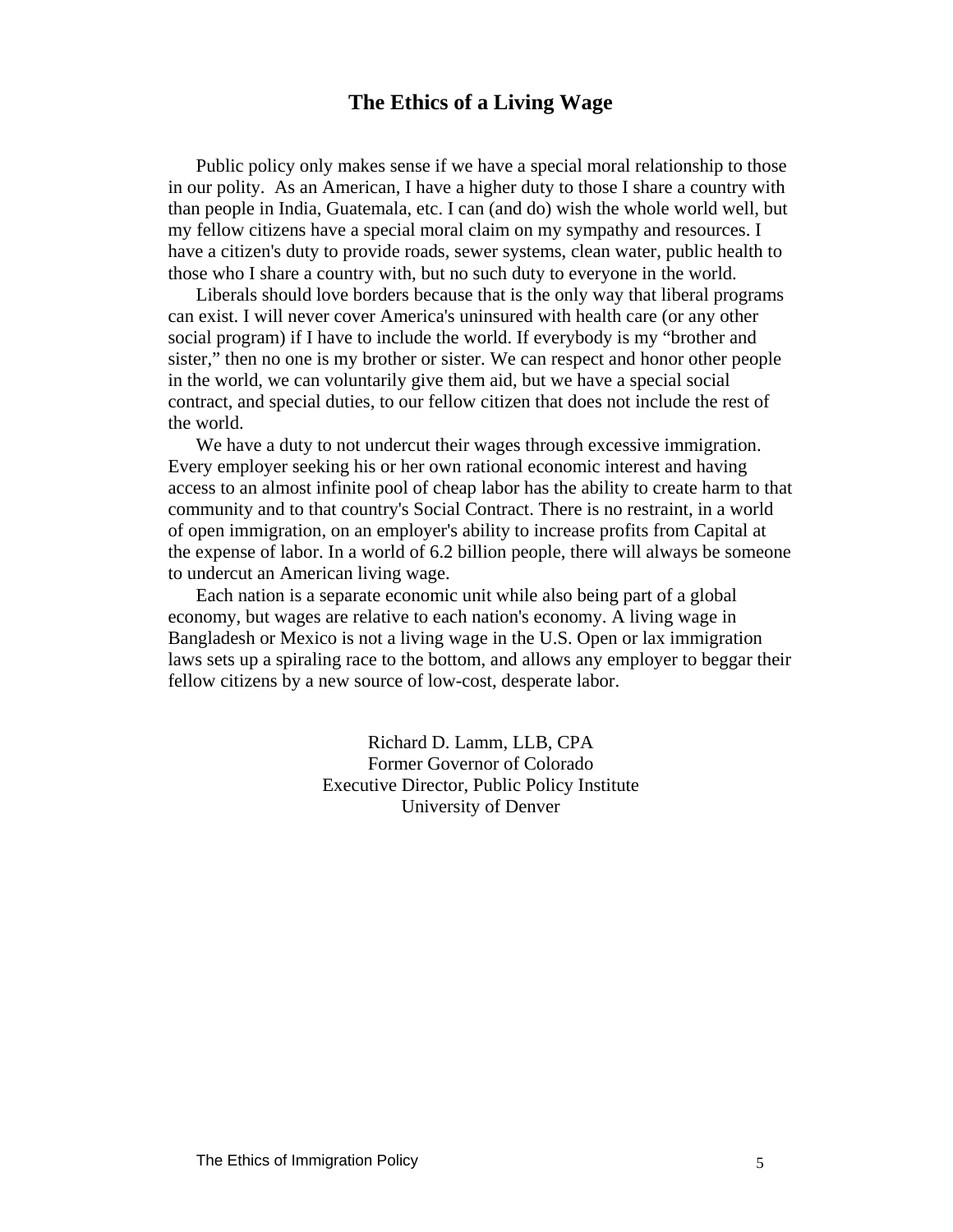## The Ethics of a Living Wage

Public policy only makes sense if we have a special moral relationship to those in our polity. As an American, I have a higher duty to those I share a country with than people in India, Guatemala, etc. I can (and do) wish the whole world well, but my fellow citizens have a special moral claim on my sympathy and resources. I have a citizen's duty to provide roads, sewer systems, clean water, public health to those who I share a country with, but no such duty to everyone in the world.

Liberals should love borders because that is the only way that liberal programs can exist. I will never cover America's uninsured with health care (or any other social program) if I have to include the world. If everybody is my "brother and sister," then no one is my brother or sister. We can respect and honor other people in the world, we can voluntarily give them aid, but we have a special social contract, and special duties, to our fellow citizen that does not include the rest of the world.

We have a duty to not undercut their wages through excessive immigration. Every employer seeking his or her own rational economic interest and having access to an almost infinite pool of cheap labor has the ability to create harm to that community and to that country's Social Contract. There is no restraint, in a world of open immigration, on an employer's ability to increase profits from Capital at the expense of labor. In a world of 6.2 billion people, there will always be someone to undercut an American living wage.

Each nation is a separate economic unit while also being part of a global economy, but wages are relative to each nation's economy. A living wage in Bangladesh or Mexico is not a living wage in the U.S. Open or lax immigration laws sets up a spiraling race to the bottom, and allows any employer to beggar their fellow citizens by a new source of low-cost, desperate labor.

Richard D. Lamm, LLB, CPA
Former Governor of Colorado
Executive Director, Public Policy Institute
University of Denver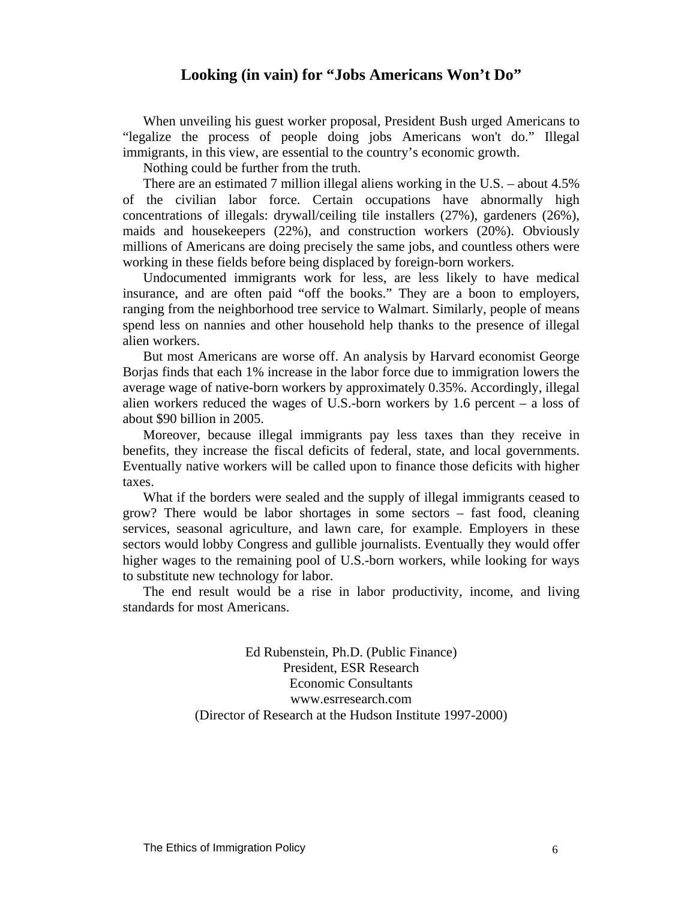## Looking (in vain) for "Jobs Americans Won't Do"

When unveiling his guest worker proposal, President Bush urged Americans to "legalize the process of people doing jobs Americans won't do." Illegal immigrants, in this view, are essential to the country's economic growth.

Nothing could be further from the truth.

There are an estimated 7 million illegal aliens working in the U.S. – about 4.5% of the civilian labor force. Certain occupations have abnormally high concentrations of illegals: drywall/ceiling tile installers (27%), gardeners (26%), maids and housekeepers (22%), and construction workers (20%). Obviously millions of Americans are doing precisely the same jobs, and countless others were working in these fields before being displaced by foreign-born workers.

Undocumented immigrants work for less, are less likely to have medical insurance, and are often paid "off the books." They are a boon to employers, ranging from the neighborhood tree service to Walmart. Similarly, people of means spend less on nannies and other household help thanks to the presence of illegal alien workers.

But most Americans are worse off. An analysis by Harvard economist George Borjas finds that each 1% increase in the labor force due to immigration lowers the average wage of native-born workers by approximately 0.35%. Accordingly, illegal alien workers reduced the wages of U.S.-born workers by 1.6 percent – a loss of about $90 billion in 2005.

Moreover, because illegal immigrants pay less taxes than they receive in benefits, they increase the fiscal deficits of federal, state, and local governments. Eventually native workers will be called upon to finance those deficits with higher taxes.

What if the borders were sealed and the supply of illegal immigrants ceased to grow? There would be labor shortages in some sectors – fast food, cleaning services, seasonal agriculture, and lawn care, for example. Employers in these sectors would lobby Congress and gullible journalists. Eventually they would offer higher wages to the remaining pool of U.S.-born workers, while looking for ways to substitute new technology for labor.

The end result would be a rise in labor productivity, income, and living standards for most Americans.

Ed Rubenstein, Ph.D. (Public Finance)
President, ESR Research
Economic Consultants
www.esrresearch.com
(Director of Research at the Hudson Institute 1997-2000)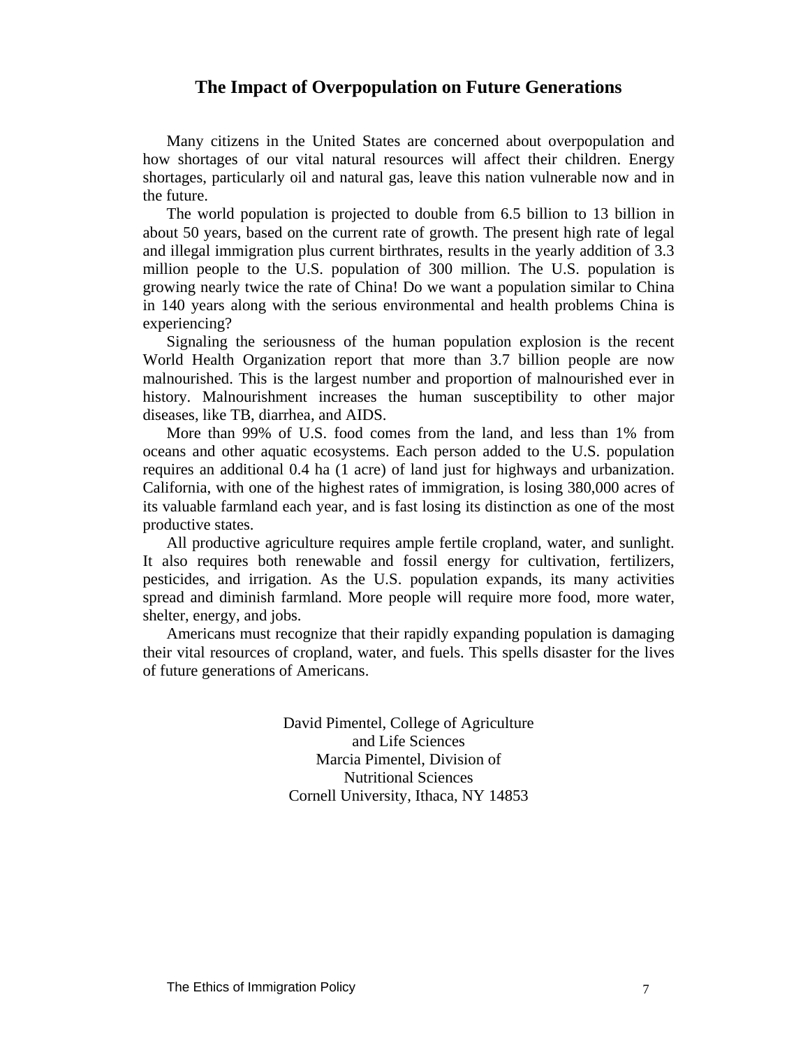## The Impact of Overpopulation on Future Generations

Many citizens in the United States are concerned about overpopulation and how shortages of our vital natural resources will affect their children. Energy shortages, particularly oil and natural gas, leave this nation vulnerable now and in the future.

The world population is projected to double from 6.5 billion to 13 billion in about 50 years, based on the current rate of growth. The present high rate of legal and illegal immigration plus current birthrates, results in the yearly addition of 3.3 million people to the U.S. population of 300 million. The U.S. population is growing nearly twice the rate of China! Do we want a population similar to China in 140 years along with the serious environmental and health problems China is experiencing?

Signaling the seriousness of the human population explosion is the recent World Health Organization report that more than 3.7 billion people are now malnourished. This is the largest number and proportion of malnourished ever in history. Malnourishment increases the human susceptibility to other major diseases, like TB, diarrhea, and AIDS.

More than 99% of U.S. food comes from the land, and less than 1% from oceans and other aquatic ecosystems. Each person added to the U.S. population requires an additional 0.4 ha (1 acre) of land just for highways and urbanization. California, with one of the highest rates of immigration, is losing 380,000 acres of its valuable farmland each year, and is fast losing its distinction as one of the most productive states.

All productive agriculture requires ample fertile cropland, water, and sunlight. It also requires both renewable and fossil energy for cultivation, fertilizers, pesticides, and irrigation. As the U.S. population expands, its many activities spread and diminish farmland. More people will require more food, more water, shelter, energy, and jobs.

Americans must recognize that their rapidly expanding population is damaging their vital resources of cropland, water, and fuels. This spells disaster for the lives of future generations of Americans.

David Pimentel, College of Agriculture and Life Sciences
Marcia Pimentel, Division of Nutritional Sciences
Cornell University, Ithaca, NY 14853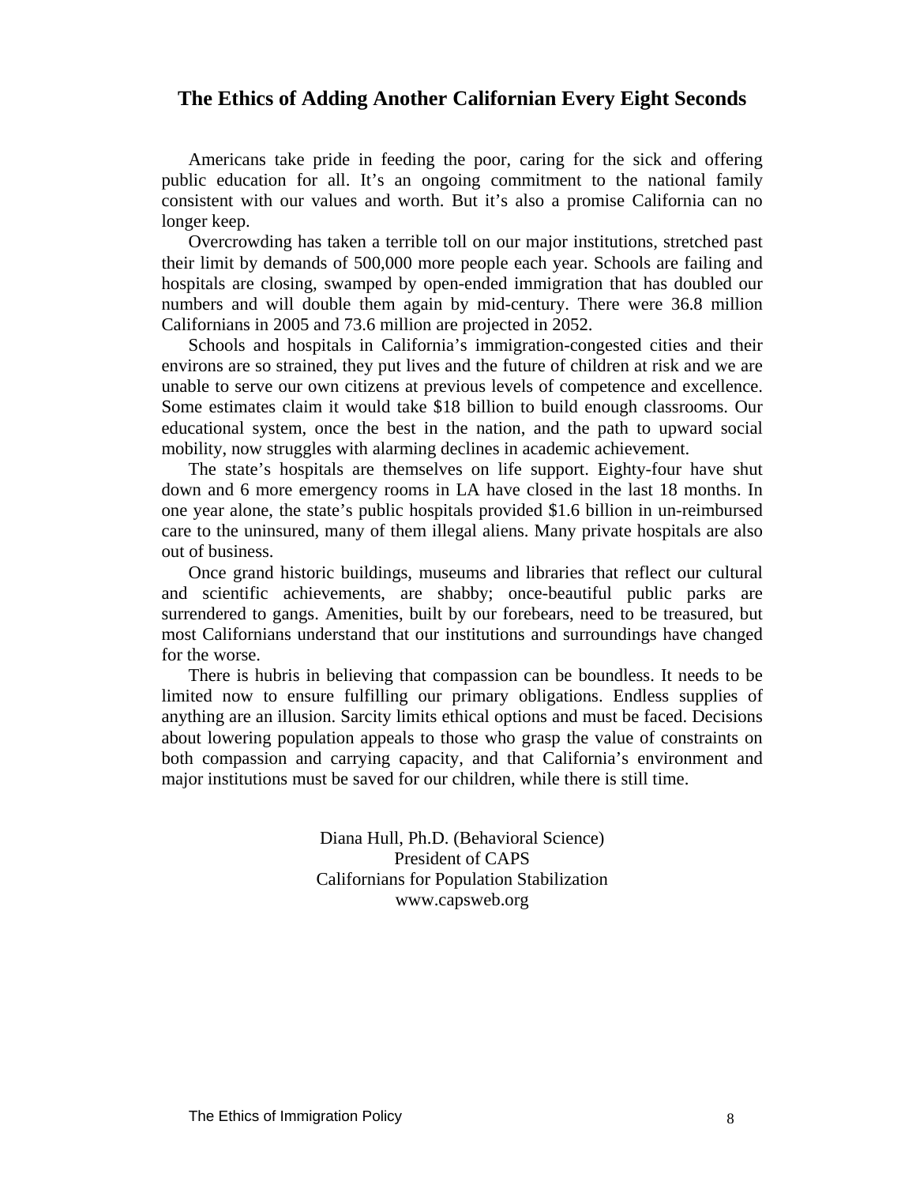## The Ethics of Adding Another Californian Every Eight Seconds

Americans take pride in feeding the poor, caring for the sick and offering public education for all. It's an ongoing commitment to the national family consistent with our values and worth. But it's also a promise California can no longer keep.

Overcrowding has taken a terrible toll on our major institutions, stretched past their limit by demands of 500,000 more people each year. Schools are failing and hospitals are closing, swamped by open-ended immigration that has doubled our numbers and will double them again by mid-century. There were 36.8 million Californians in 2005 and 73.6 million are projected in 2052.

Schools and hospitals in California's immigration-congested cities and their environs are so strained, they put lives and the future of children at risk and we are unable to serve our own citizens at previous levels of competence and excellence. Some estimates claim it would take $18 billion to build enough classrooms. Our educational system, once the best in the nation, and the path to upward social mobility, now struggles with alarming declines in academic achievement.

The state's hospitals are themselves on life support. Eighty-four have shut down and 6 more emergency rooms in LA have closed in the last 18 months. In one year alone, the state's public hospitals provided $1.6 billion in un-reimbursed care to the uninsured, many of them illegal aliens. Many private hospitals are also out of business.

Once grand historic buildings, museums and libraries that reflect our cultural and scientific achievements, are shabby; once-beautiful public parks are surrendered to gangs. Amenities, built by our forebears, need to be treasured, but most Californians understand that our institutions and surroundings have changed for the worse.

There is hubris in believing that compassion can be boundless. It needs to be limited now to ensure fulfilling our primary obligations. Endless supplies of anything are an illusion. Sarcity limits ethical options and must be faced. Decisions about lowering population appeals to those who grasp the value of constraints on both compassion and carrying capacity, and that California's environment and major institutions must be saved for our children, while there is still time.

Diana Hull, Ph.D. (Behavioral Science)
President of CAPS
Californians for Population Stabilization
www.capsweb.org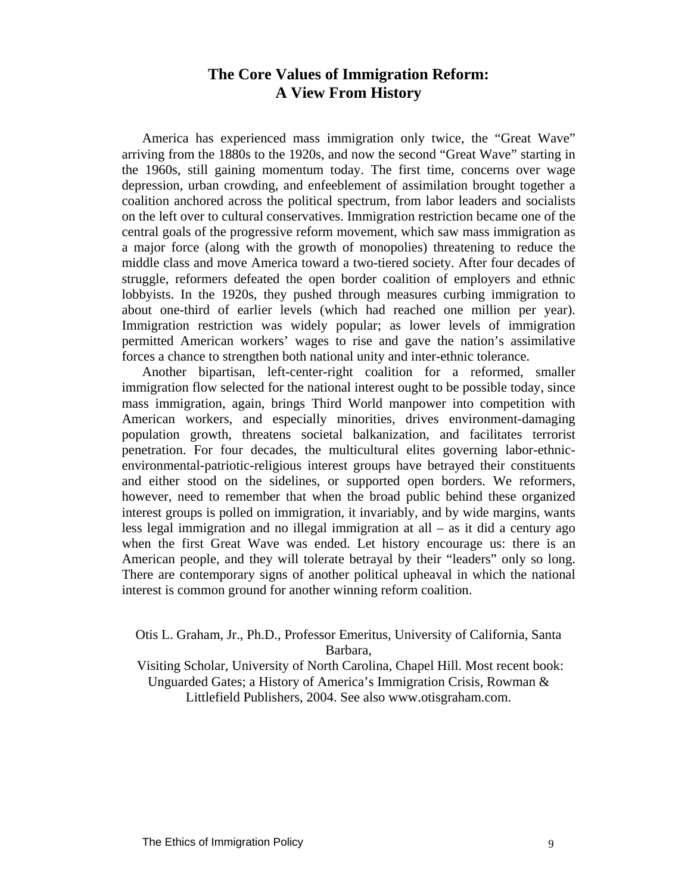# The Core Values of Immigration Reform: A View From History

America has experienced mass immigration only twice, the "Great Wave" arriving from the 1880s to the 1920s, and now the second "Great Wave" starting in the 1960s, still gaining momentum today. The first time, concerns over wage depression, urban crowding, and enfeeblement of assimilation brought together a coalition anchored across the political spectrum, from labor leaders and socialists on the left over to cultural conservatives. Immigration restriction became one of the central goals of the progressive reform movement, which saw mass immigration as a major force (along with the growth of monopolies) threatening to reduce the middle class and move America toward a two-tiered society. After four decades of struggle, reformers defeated the open border coalition of employers and ethnic lobbyists. In the 1920s, they pushed through measures curbing immigration to about one-third of earlier levels (which had reached one million per year). Immigration restriction was widely popular; as lower levels of immigration permitted American workers' wages to rise and gave the nation's assimilative forces a chance to strengthen both national unity and inter-ethnic tolerance.

Another bipartisan, left-center-right coalition for a reformed, smaller immigration flow selected for the national interest ought to be possible today, since mass immigration, again, brings Third World manpower into competition with American workers, and especially minorities, drives environment-damaging population growth, threatens societal balkanization, and facilitates terrorist penetration. For four decades, the multicultural elites governing labor-ethnic-environmental-patriotic-religious interest groups have betrayed their constituents and either stood on the sidelines, or supported open borders. We reformers, however, need to remember that when the broad public behind these organized interest groups is polled on immigration, it invariably, and by wide margins, wants less legal immigration and no illegal immigration at all – as it did a century ago when the first Great Wave was ended. Let history encourage us: there is an American people, and they will tolerate betrayal by their "leaders" only so long. There are contemporary signs of another political upheaval in which the national interest is common ground for another winning reform coalition.

Otis L. Graham, Jr., Ph.D., Professor Emeritus, University of California, Santa Barbara,
Visiting Scholar, University of North Carolina, Chapel Hill. Most recent book: Unguarded Gates; a History of America's Immigration Crisis, Rowman & Littlefield Publishers, 2004. See also www.otisgraham.com.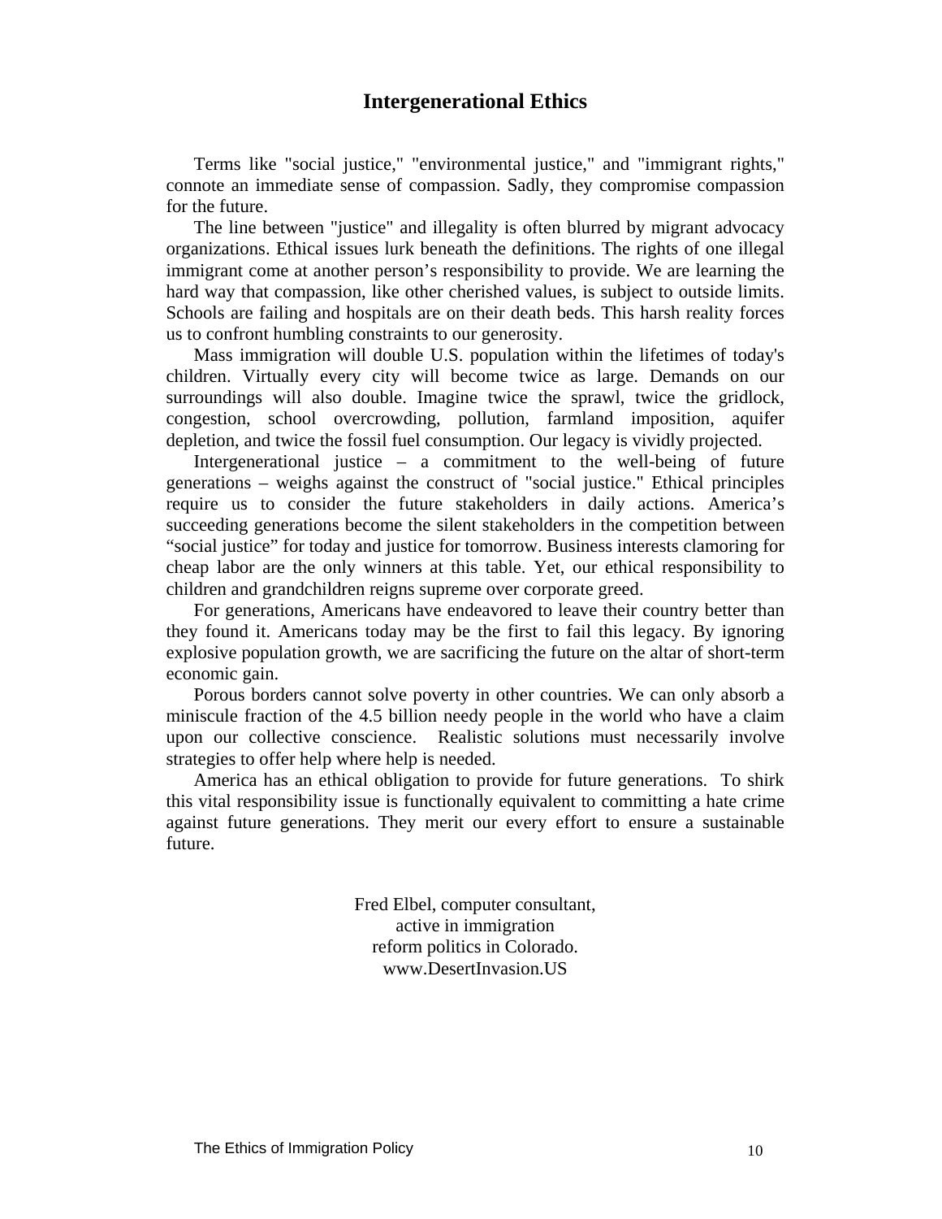# Intergenerational Ethics

Terms like "social justice," "environmental justice," and "immigrant rights," connote an immediate sense of compassion. Sadly, they compromise compassion for the future.

The line between "justice" and illegality is often blurred by migrant advocacy organizations. Ethical issues lurk beneath the definitions. The rights of one illegal immigrant come at another person's responsibility to provide. We are learning the hard way that compassion, like other cherished values, is subject to outside limits. Schools are failing and hospitals are on their death beds. This harsh reality forces us to confront humbling constraints to our generosity.

Mass immigration will double U.S. population within the lifetimes of today's children. Virtually every city will become twice as large. Demands on our surroundings will also double. Imagine twice the sprawl, twice the gridlock, congestion, school overcrowding, pollution, farmland imposition, aquifer depletion, and twice the fossil fuel consumption. Our legacy is vividly projected.

Intergenerational justice – a commitment to the well-being of future generations – weighs against the construct of "social justice." Ethical principles require us to consider the future stakeholders in daily actions. America's succeeding generations become the silent stakeholders in the competition between "social justice" for today and justice for tomorrow. Business interests clamoring for cheap labor are the only winners at this table. Yet, our ethical responsibility to children and grandchildren reigns supreme over corporate greed.

For generations, Americans have endeavored to leave their country better than they found it. Americans today may be the first to fail this legacy. By ignoring explosive population growth, we are sacrificing the future on the altar of short-term economic gain.

Porous borders cannot solve poverty in other countries. We can only absorb a miniscule fraction of the 4.5 billion needy people in the world who have a claim upon our collective conscience. Realistic solutions must necessarily involve strategies to offer help where help is needed.

America has an ethical obligation to provide for future generations. To shirk this vital responsibility issue is functionally equivalent to committing a hate crime against future generations. They merit our every effort to ensure a sustainable future.

Fred Elbel, computer consultant,
active in immigration
reform politics in Colorado.
www.DesertInvasion.US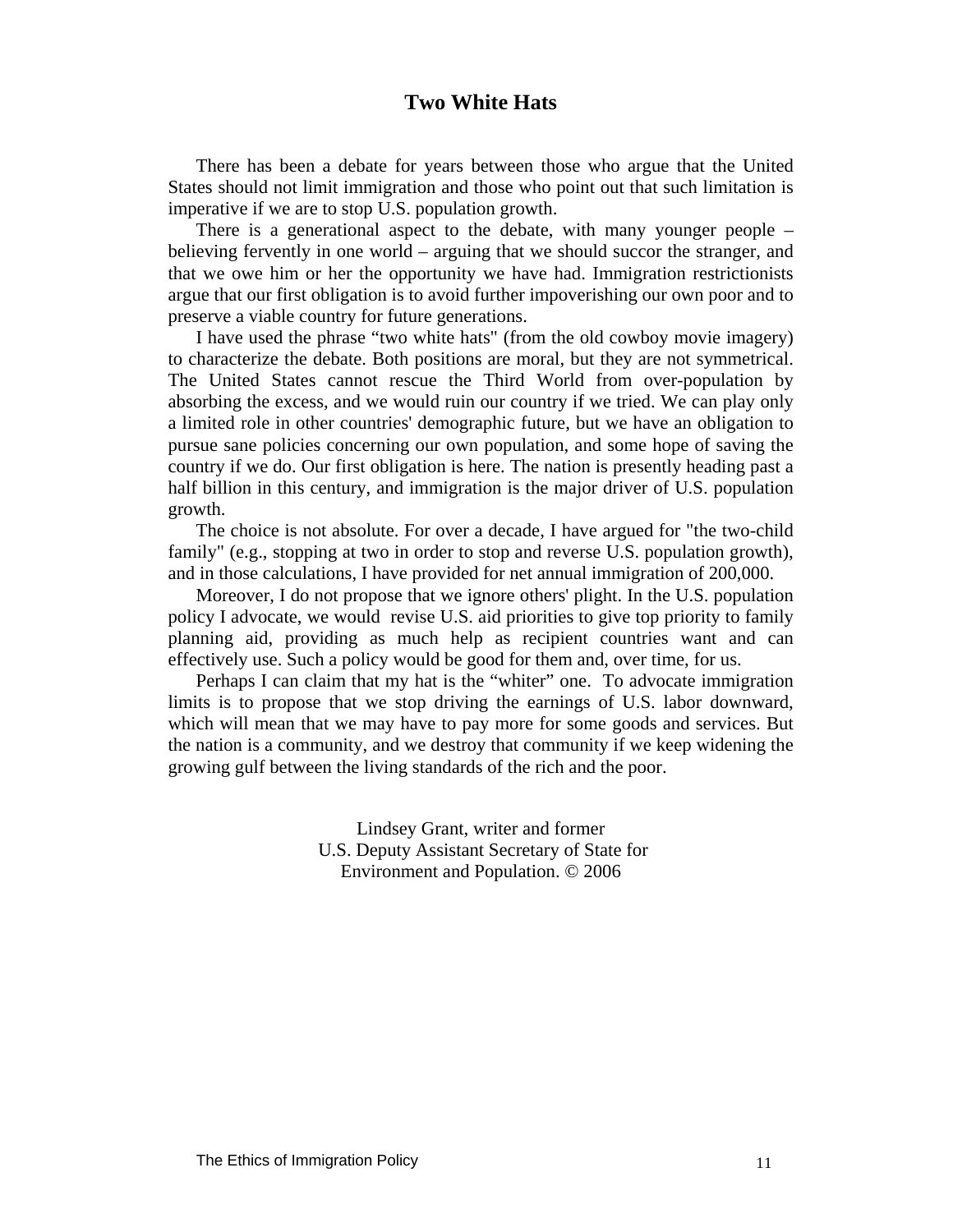# Two White Hats

There has been a debate for years between those who argue that the United States should not limit immigration and those who point out that such limitation is imperative if we are to stop U.S. population growth.

There is a generational aspect to the debate, with many younger people – believing fervently in one world – arguing that we should succor the stranger, and that we owe him or her the opportunity we have had. Immigration restrictionists argue that our first obligation is to avoid further impoverishing our own poor and to preserve a viable country for future generations.

I have used the phrase "two white hats" (from the old cowboy movie imagery) to characterize the debate. Both positions are moral, but they are not symmetrical. The United States cannot rescue the Third World from over-population by absorbing the excess, and we would ruin our country if we tried. We can play only a limited role in other countries' demographic future, but we have an obligation to pursue sane policies concerning our own population, and some hope of saving the country if we do. Our first obligation is here. The nation is presently heading past a half billion in this century, and immigration is the major driver of U.S. population growth.

The choice is not absolute. For over a decade, I have argued for "the two-child family" (e.g., stopping at two in order to stop and reverse U.S. population growth), and in those calculations, I have provided for net annual immigration of 200,000.

Moreover, I do not propose that we ignore others' plight. In the U.S. population policy I advocate, we would revise U.S. aid priorities to give top priority to family planning aid, providing as much help as recipient countries want and can effectively use. Such a policy would be good for them and, over time, for us.

Perhaps I can claim that my hat is the "whiter" one. To advocate immigration limits is to propose that we stop driving the earnings of U.S. labor downward, which will mean that we may have to pay more for some goods and services. But the nation is a community, and we destroy that community if we keep widening the growing gulf between the living standards of the rich and the poor.

Lindsey Grant, writer and former
U.S. Deputy Assistant Secretary of State for
Environment and Population. © 2006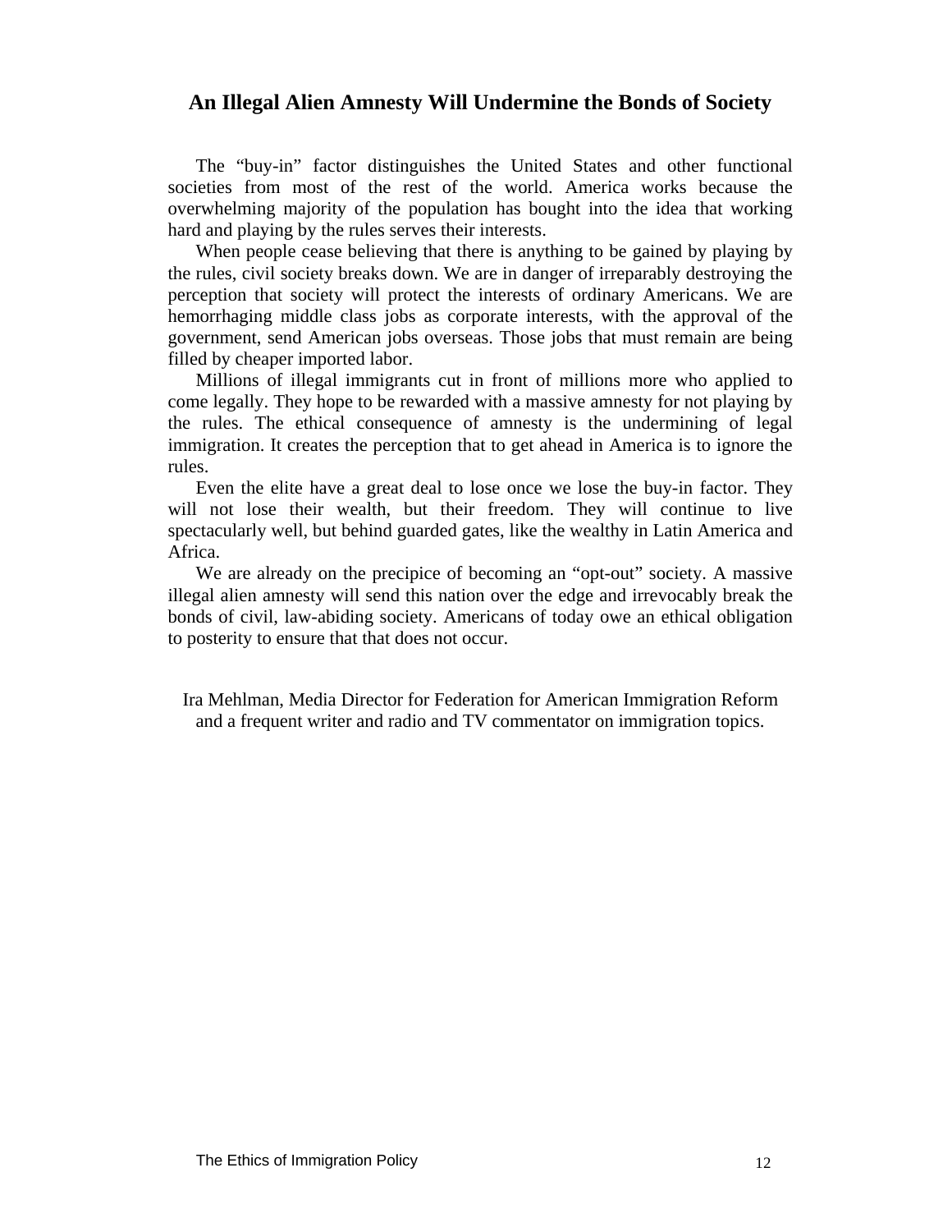## An Illegal Alien Amnesty Will Undermine the Bonds of Society

The "buy-in" factor distinguishes the United States and other functional societies from most of the rest of the world. America works because the overwhelming majority of the population has bought into the idea that working hard and playing by the rules serves their interests.

When people cease believing that there is anything to be gained by playing by the rules, civil society breaks down. We are in danger of irreparably destroying the perception that society will protect the interests of ordinary Americans. We are hemorrhaging middle class jobs as corporate interests, with the approval of the government, send American jobs overseas. Those jobs that must remain are being filled by cheaper imported labor.

Millions of illegal immigrants cut in front of millions more who applied to come legally. They hope to be rewarded with a massive amnesty for not playing by the rules. The ethical consequence of amnesty is the undermining of legal immigration. It creates the perception that to get ahead in America is to ignore the rules.

Even the elite have a great deal to lose once we lose the buy-in factor. They will not lose their wealth, but their freedom. They will continue to live spectacularly well, but behind guarded gates, like the wealthy in Latin America and Africa.

We are already on the precipice of becoming an "opt-out" society. A massive illegal alien amnesty will send this nation over the edge and irrevocably break the bonds of civil, law-abiding society. Americans of today owe an ethical obligation to posterity to ensure that that does not occur.

Ira Mehlman, Media Director for Federation for American Immigration Reform and a frequent writer and radio and TV commentator on immigration topics.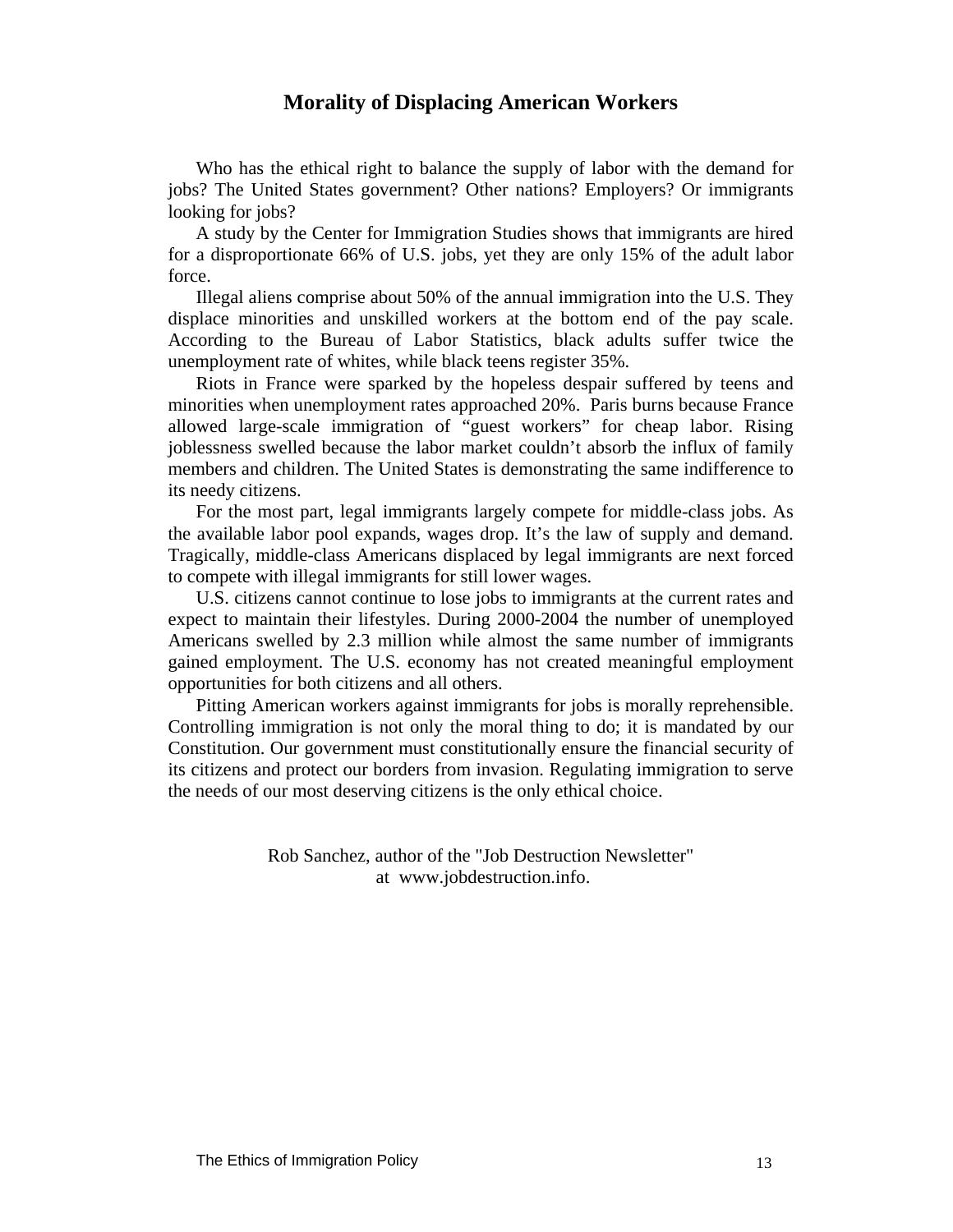## Morality of Displacing American Workers

Who has the ethical right to balance the supply of labor with the demand for jobs? The United States government? Other nations? Employers? Or immigrants looking for jobs?

A study by the Center for Immigration Studies shows that immigrants are hired for a disproportionate 66% of U.S. jobs, yet they are only 15% of the adult labor force.

Illegal aliens comprise about 50% of the annual immigration into the U.S. They displace minorities and unskilled workers at the bottom end of the pay scale. According to the Bureau of Labor Statistics, black adults suffer twice the unemployment rate of whites, while black teens register 35%.

Riots in France were sparked by the hopeless despair suffered by teens and minorities when unemployment rates approached 20%. Paris burns because France allowed large-scale immigration of "guest workers" for cheap labor. Rising joblessness swelled because the labor market couldn't absorb the influx of family members and children. The United States is demonstrating the same indifference to its needy citizens.

For the most part, legal immigrants largely compete for middle-class jobs. As the available labor pool expands, wages drop. It's the law of supply and demand. Tragically, middle-class Americans displaced by legal immigrants are next forced to compete with illegal immigrants for still lower wages.

U.S. citizens cannot continue to lose jobs to immigrants at the current rates and expect to maintain their lifestyles. During 2000-2004 the number of unemployed Americans swelled by 2.3 million while almost the same number of immigrants gained employment. The U.S. economy has not created meaningful employment opportunities for both citizens and all others.

Pitting American workers against immigrants for jobs is morally reprehensible. Controlling immigration is not only the moral thing to do; it is mandated by our Constitution. Our government must constitutionally ensure the financial security of its citizens and protect our borders from invasion. Regulating immigration to serve the needs of our most deserving citizens is the only ethical choice.

Rob Sanchez, author of the "Job Destruction Newsletter" at www.jobdestruction.info.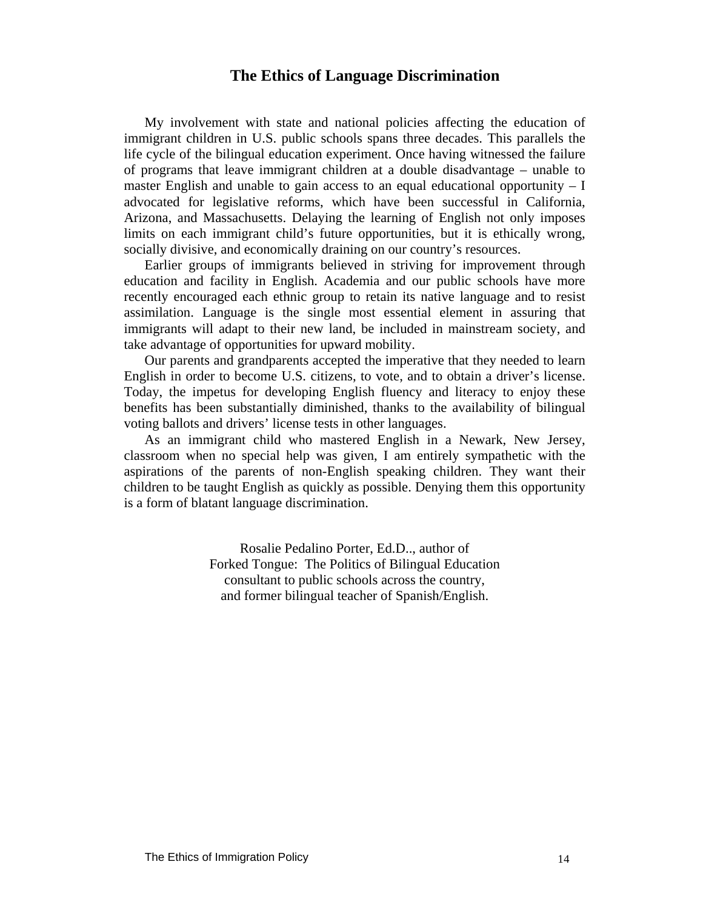## The Ethics of Language Discrimination

My involvement with state and national policies affecting the education of immigrant children in U.S. public schools spans three decades. This parallels the life cycle of the bilingual education experiment. Once having witnessed the failure of programs that leave immigrant children at a double disadvantage – unable to master English and unable to gain access to an equal educational opportunity – I advocated for legislative reforms, which have been successful in California, Arizona, and Massachusetts. Delaying the learning of English not only imposes limits on each immigrant child's future opportunities, but it is ethically wrong, socially divisive, and economically draining on our country's resources.

Earlier groups of immigrants believed in striving for improvement through education and facility in English. Academia and our public schools have more recently encouraged each ethnic group to retain its native language and to resist assimilation. Language is the single most essential element in assuring that immigrants will adapt to their new land, be included in mainstream society, and take advantage of opportunities for upward mobility.

Our parents and grandparents accepted the imperative that they needed to learn English in order to become U.S. citizens, to vote, and to obtain a driver's license. Today, the impetus for developing English fluency and literacy to enjoy these benefits has been substantially diminished, thanks to the availability of bilingual voting ballots and drivers' license tests in other languages.

As an immigrant child who mastered English in a Newark, New Jersey, classroom when no special help was given, I am entirely sympathetic with the aspirations of the parents of non-English speaking children. They want their children to be taught English as quickly as possible. Denying them this opportunity is a form of blatant language discrimination.

Rosalie Pedalino Porter, Ed.D.., author of
Forked Tongue: The Politics of Bilingual Education
consultant to public schools across the country,
and former bilingual teacher of Spanish/English.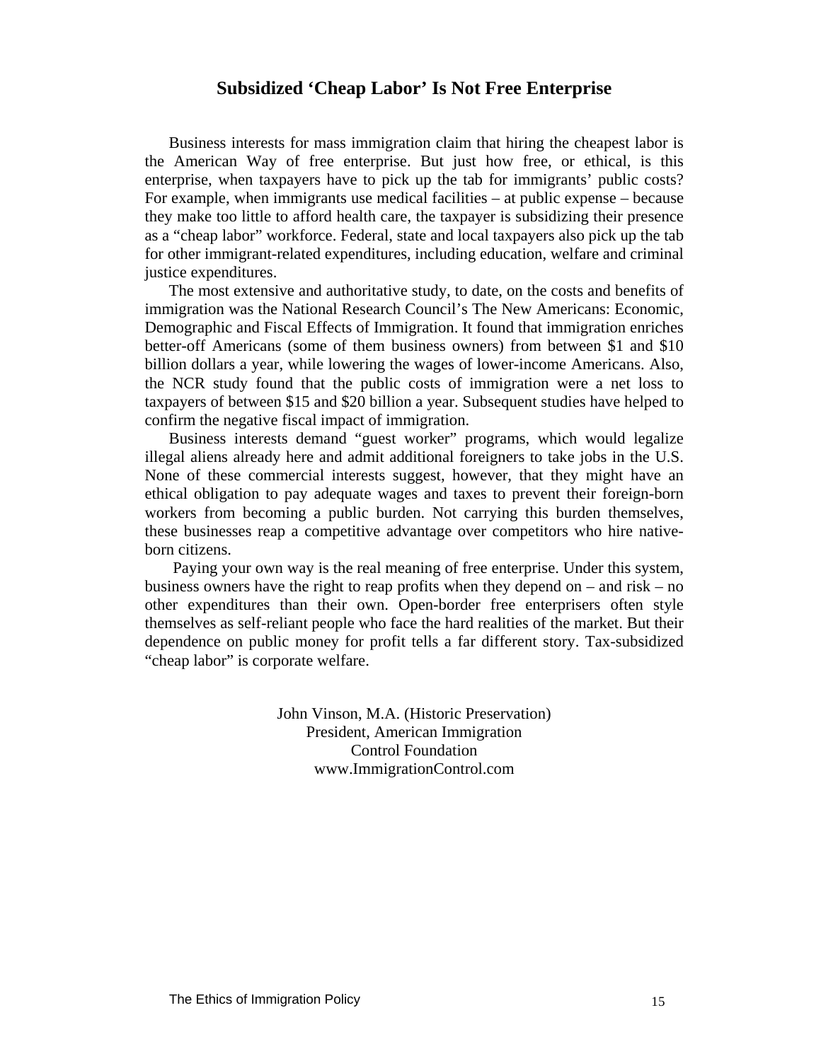## Subsidized 'Cheap Labor' Is Not Free Enterprise

Business interests for mass immigration claim that hiring the cheapest labor is the American Way of free enterprise. But just how free, or ethical, is this enterprise, when taxpayers have to pick up the tab for immigrants' public costs? For example, when immigrants use medical facilities – at public expense – because they make too little to afford health care, the taxpayer is subsidizing their presence as a "cheap labor" workforce. Federal, state and local taxpayers also pick up the tab for other immigrant-related expenditures, including education, welfare and criminal justice expenditures.

The most extensive and authoritative study, to date, on the costs and benefits of immigration was the National Research Council's The New Americans: Economic, Demographic and Fiscal Effects of Immigration. It found that immigration enriches better-off Americans (some of them business owners) from between $1 and $10 billion dollars a year, while lowering the wages of lower-income Americans. Also, the NCR study found that the public costs of immigration were a net loss to taxpayers of between $15 and $20 billion a year. Subsequent studies have helped to confirm the negative fiscal impact of immigration.

Business interests demand "guest worker" programs, which would legalize illegal aliens already here and admit additional foreigners to take jobs in the U.S. None of these commercial interests suggest, however, that they might have an ethical obligation to pay adequate wages and taxes to prevent their foreign-born workers from becoming a public burden. Not carrying this burden themselves, these businesses reap a competitive advantage over competitors who hire native-born citizens.

Paying your own way is the real meaning of free enterprise. Under this system, business owners have the right to reap profits when they depend on – and risk – no other expenditures than their own. Open-border free enterprisers often style themselves as self-reliant people who face the hard realities of the market. But their dependence on public money for profit tells a far different story. Tax-subsidized "cheap labor" is corporate welfare.

John Vinson, M.A. (Historic Preservation)
President, American Immigration
Control Foundation
www.ImmigrationControl.com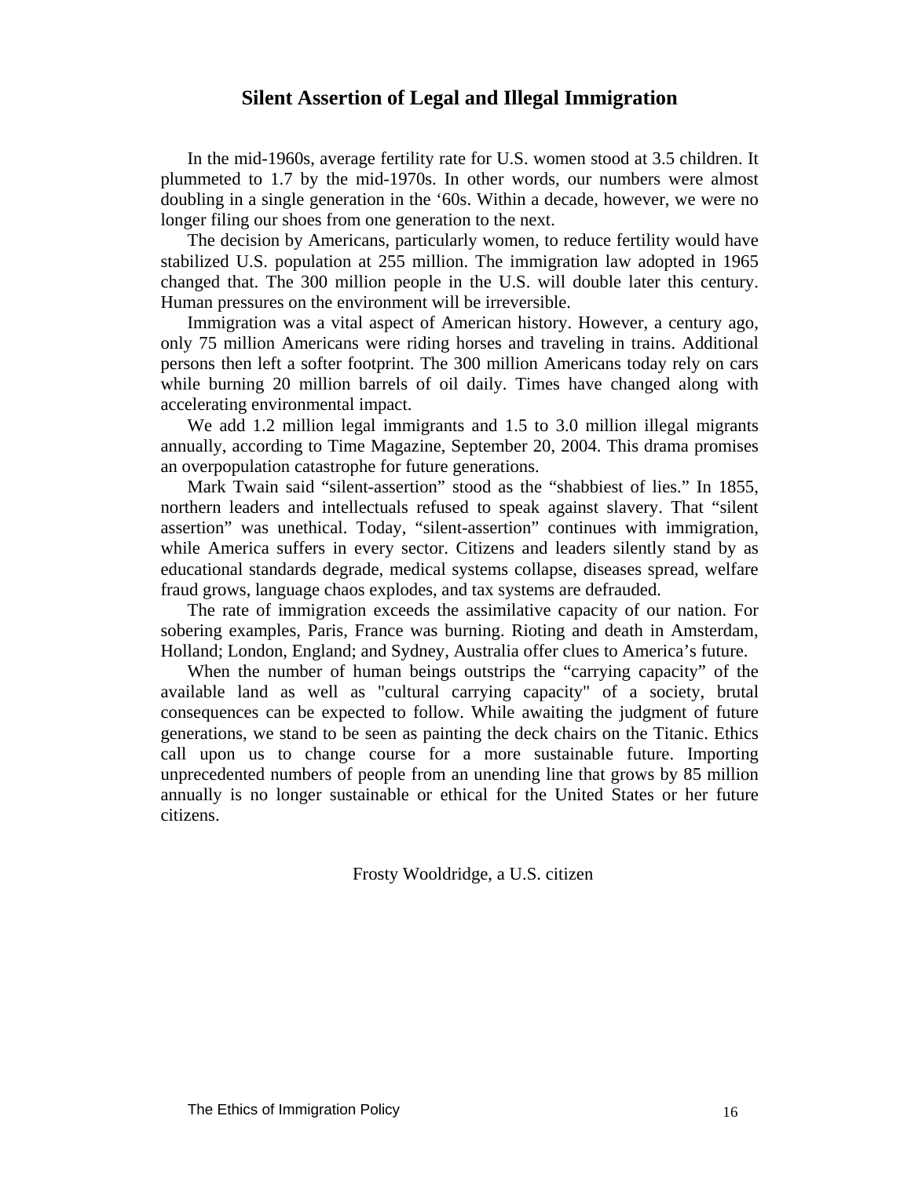## Silent Assertion of Legal and Illegal Immigration

In the mid-1960s, average fertility rate for U.S. women stood at 3.5 children. It plummeted to 1.7 by the mid-1970s. In other words, our numbers were almost doubling in a single generation in the '60s. Within a decade, however, we were no longer filing our shoes from one generation to the next.

The decision by Americans, particularly women, to reduce fertility would have stabilized U.S. population at 255 million. The immigration law adopted in 1965 changed that. The 300 million people in the U.S. will double later this century. Human pressures on the environment will be irreversible.

Immigration was a vital aspect of American history. However, a century ago, only 75 million Americans were riding horses and traveling in trains. Additional persons then left a softer footprint. The 300 million Americans today rely on cars while burning 20 million barrels of oil daily. Times have changed along with accelerating environmental impact.

We add 1.2 million legal immigrants and 1.5 to 3.0 million illegal migrants annually, according to Time Magazine, September 20, 2004. This drama promises an overpopulation catastrophe for future generations.

Mark Twain said "silent-assertion" stood as the "shabbiest of lies." In 1855, northern leaders and intellectuals refused to speak against slavery. That "silent assertion" was unethical. Today, "silent-assertion" continues with immigration, while America suffers in every sector. Citizens and leaders silently stand by as educational standards degrade, medical systems collapse, diseases spread, welfare fraud grows, language chaos explodes, and tax systems are defrauded.

The rate of immigration exceeds the assimilative capacity of our nation. For sobering examples, Paris, France was burning. Rioting and death in Amsterdam, Holland; London, England; and Sydney, Australia offer clues to America's future.

When the number of human beings outstrips the "carrying capacity" of the available land as well as "cultural carrying capacity" of a society, brutal consequences can be expected to follow. While awaiting the judgment of future generations, we stand to be seen as painting the deck chairs on the Titanic. Ethics call upon us to change course for a more sustainable future. Importing unprecedented numbers of people from an unending line that grows by 85 million annually is no longer sustainable or ethical for the United States or her future citizens.

Frosty Wooldridge, a U.S. citizen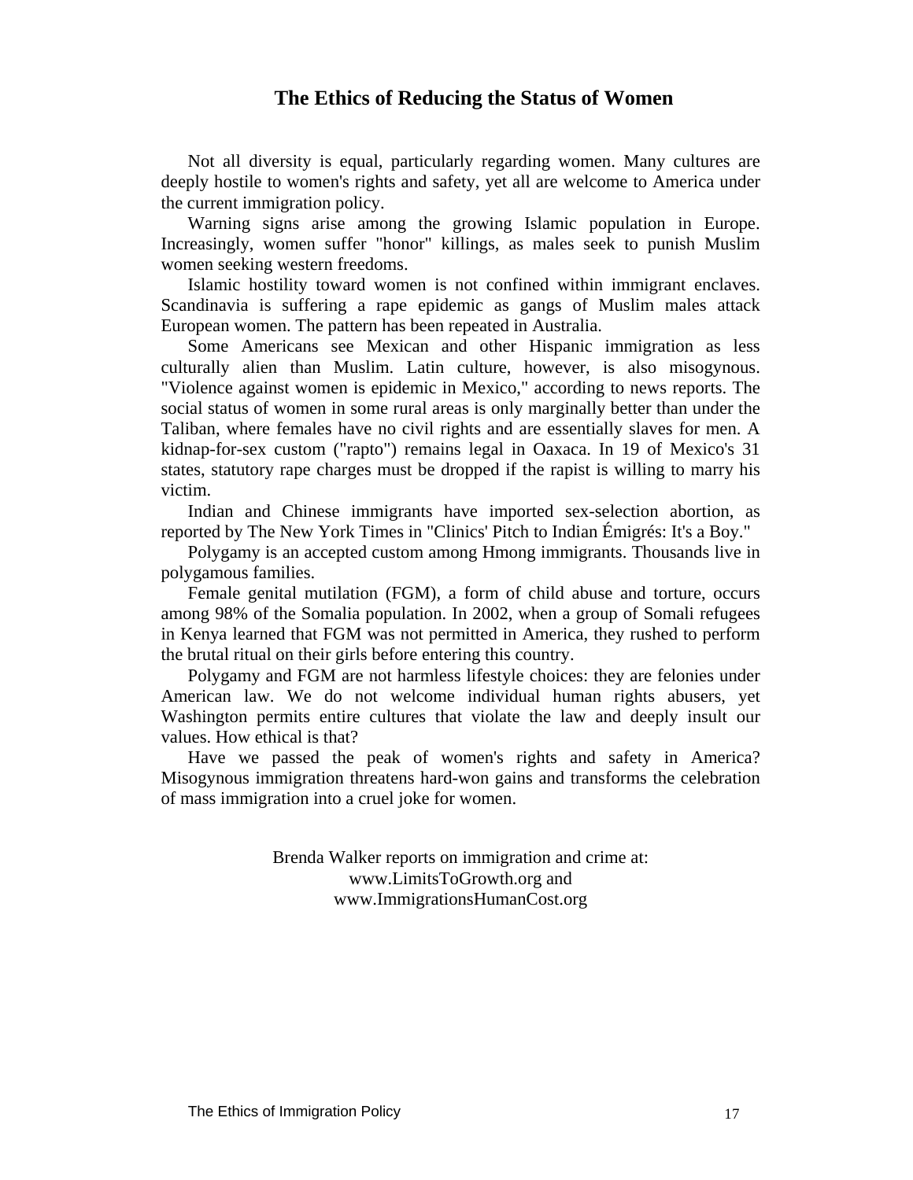## The Ethics of Reducing the Status of Women

Not all diversity is equal, particularly regarding women. Many cultures are deeply hostile to women's rights and safety, yet all are welcome to America under the current immigration policy.

Warning signs arise among the growing Islamic population in Europe. Increasingly, women suffer "honor" killings, as males seek to punish Muslim women seeking western freedoms.

Islamic hostility toward women is not confined within immigrant enclaves. Scandinavia is suffering a rape epidemic as gangs of Muslim males attack European women. The pattern has been repeated in Australia.

Some Americans see Mexican and other Hispanic immigration as less culturally alien than Muslim. Latin culture, however, is also misogynous. "Violence against women is epidemic in Mexico," according to news reports. The social status of women in some rural areas is only marginally better than under the Taliban, where females have no civil rights and are essentially slaves for men. A kidnap-for-sex custom ("rapto") remains legal in Oaxaca. In 19 of Mexico's 31 states, statutory rape charges must be dropped if the rapist is willing to marry his victim.

Indian and Chinese immigrants have imported sex-selection abortion, as reported by The New York Times in "Clinics' Pitch to Indian Émigrés: It's a Boy."

Polygamy is an accepted custom among Hmong immigrants. Thousands live in polygamous families.

Female genital mutilation (FGM), a form of child abuse and torture, occurs among 98% of the Somalia population. In 2002, when a group of Somali refugees in Kenya learned that FGM was not permitted in America, they rushed to perform the brutal ritual on their girls before entering this country.

Polygamy and FGM are not harmless lifestyle choices: they are felonies under American law. We do not welcome individual human rights abusers, yet Washington permits entire cultures that violate the law and deeply insult our values. How ethical is that?

Have we passed the peak of women's rights and safety in America? Misogynous immigration threatens hard-won gains and transforms the celebration of mass immigration into a cruel joke for women.

Brenda Walker reports on immigration and crime at:
www.LimitsToGrowth.org and
www.ImmigrationsHumanCost.org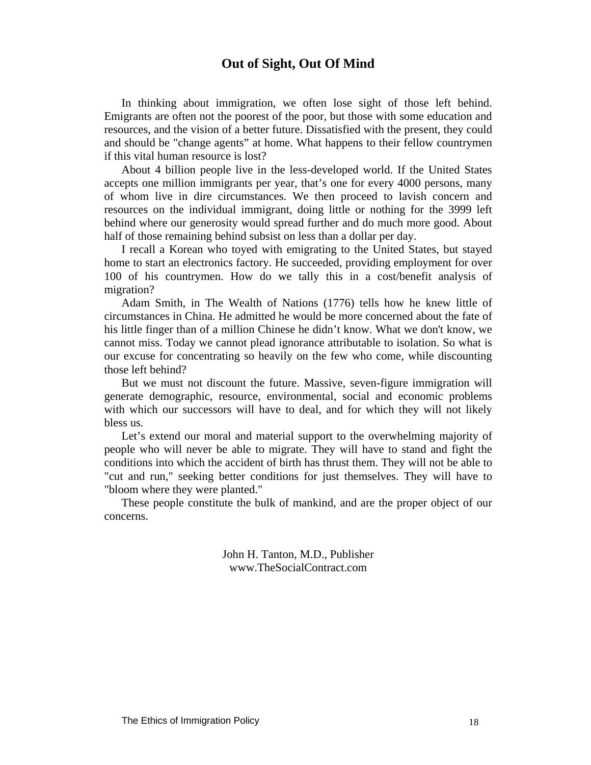## Out of Sight, Out Of Mind

In thinking about immigration, we often lose sight of those left behind. Emigrants are often not the poorest of the poor, but those with some education and resources, and the vision of a better future. Dissatisfied with the present, they could and should be "change agents" at home. What happens to their fellow countrymen if this vital human resource is lost?

About 4 billion people live in the less-developed world. If the United States accepts one million immigrants per year, that's one for every 4000 persons, many of whom live in dire circumstances. We then proceed to lavish concern and resources on the individual immigrant, doing little or nothing for the 3999 left behind where our generosity would spread further and do much more good. About half of those remaining behind subsist on less than a dollar per day.

I recall a Korean who toyed with emigrating to the United States, but stayed home to start an electronics factory. He succeeded, providing employment for over 100 of his countrymen. How do we tally this in a cost/benefit analysis of migration?

Adam Smith, in The Wealth of Nations (1776) tells how he knew little of circumstances in China. He admitted he would be more concerned about the fate of his little finger than of a million Chinese he didn't know. What we don't know, we cannot miss. Today we cannot plead ignorance attributable to isolation. So what is our excuse for concentrating so heavily on the few who come, while discounting those left behind?

But we must not discount the future. Massive, seven-figure immigration will generate demographic, resource, environmental, social and economic problems with which our successors will have to deal, and for which they will not likely bless us.

Let's extend our moral and material support to the overwhelming majority of people who will never be able to migrate. They will have to stand and fight the conditions into which the accident of birth has thrust them. They will not be able to "cut and run," seeking better conditions for just themselves. They will have to "bloom where they were planted."

These people constitute the bulk of mankind, and are the proper object of our concerns.

John H. Tanton, M.D., Publisher
www.TheSocialContract.com